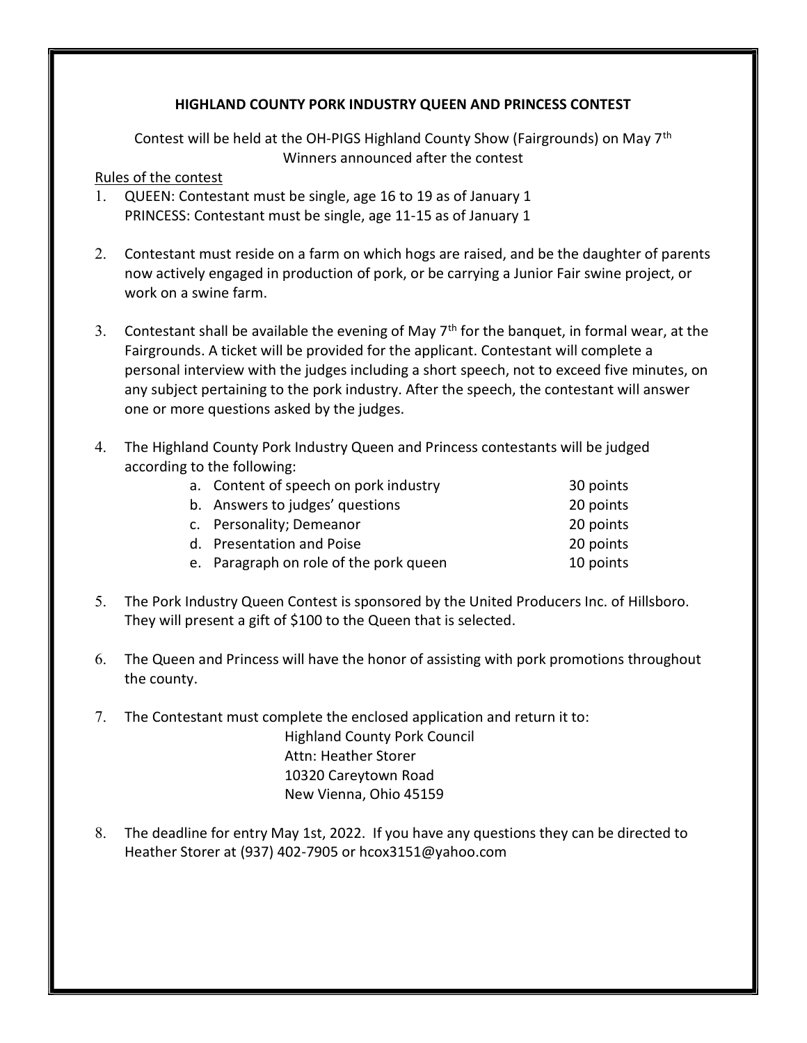# HIGHLAND COUNTY PORK INDUSTRY QUEEN AND PRINCESS CONTEST

Contest will be held at the OH-PIGS Highland County Show (Fairgrounds) on May 7th
Winners announced after the contest

Rules of the contest

1. QUEEN: Contestant must be single, age 16 to 19 as of January 1
   PRINCESS: Contestant must be single, age 11-15 as of January 1

2. Contestant must reside on a farm on which hogs are raised, and be the daughter of parents now actively engaged in production of pork, or be carrying a Junior Fair swine project, or work on a swine farm.

3. Contestant shall be available the evening of May 7th for the banquet, in formal wear, at the Fairgrounds. A ticket will be provided for the applicant. Contestant will complete a personal interview with the judges including a short speech, not to exceed five minutes, on any subject pertaining to the pork industry. After the speech, the contestant will answer one or more questions asked by the judges.

4. The Highland County Pork Industry Queen and Princess contestants will be judged according to the following:

| | Criteria | Points |
|---|---|---|
| a. | Content of speech on pork industry | 30 points |
| b. | Answers to judges' questions | 20 points |
| c. | Personality; Demeanor | 20 points |
| d. | Presentation and Poise | 20 points |
| e. | Paragraph on role of the pork queen | 10 points |

5. The Pork Industry Queen Contest is sponsored by the United Producers Inc. of Hillsboro. They will present a gift of $100 to the Queen that is selected.

6. The Queen and Princess will have the honor of assisting with pork promotions throughout the county.

7. The Contestant must complete the enclosed application and return it to:

   Highland County Pork Council
   Attn: Heather Storer
   10320 Careytown Road
   New Vienna, Ohio 45159

8. The deadline for entry May 1st, 2022. If you have any questions they can be directed to Heather Storer at (937) 402-7905 or hcox3151@yahoo.com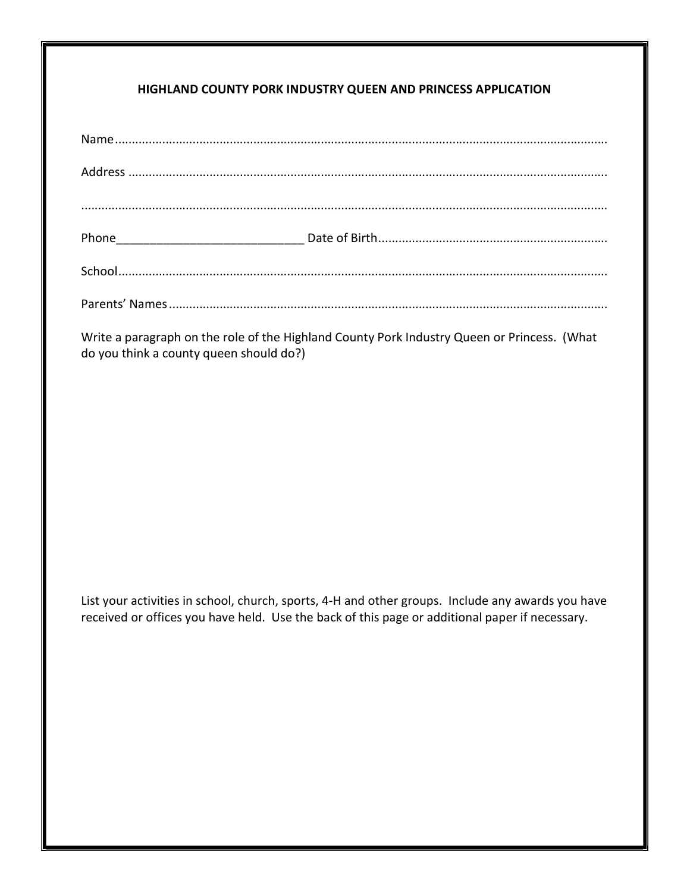## HIGHLAND COUNTY PORK INDUSTRY QUEEN AND PRINCESS APPLICATION

Name.................................................................................................................................................

Address .............................................................................................................................................

.........................................................................................................................................................

Phone____________________________ Date of Birth....................................................................

School................................................................................................................................................

Parents' Names..................................................................................................................................

Write a paragraph on the role of the Highland County Pork Industry Queen or Princess. (What do you think a county queen should do?)

List your activities in school, church, sports, 4-H and other groups. Include any awards you have received or offices you have held. Use the back of this page or additional paper if necessary.